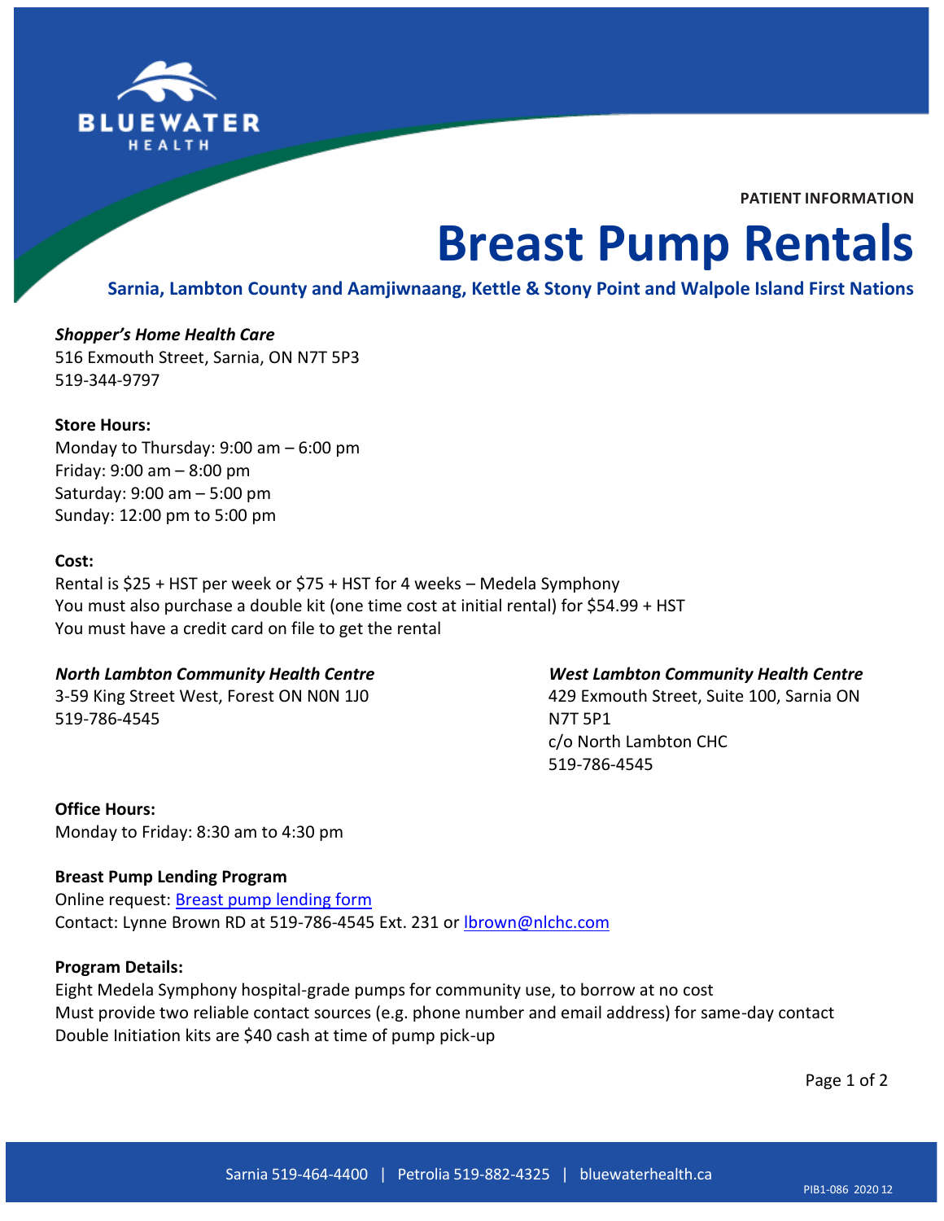PATIENT INFORMATION

# Breast Pump Rentals

**Sarnia, Lambton County and Aamjiwnaang, Kettle & Stony Point and Walpole Island First Nations**

***Shopper's Home Health Care***
516 Exmouth Street, Sarnia, ON N7T 5P3
519-344-9797

**Store Hours:**
Monday to Thursday: 9:00 am – 6:00 pm
Friday: 9:00 am – 8:00 pm
Saturday: 9:00 am – 5:00 pm
Sunday: 12:00 pm to 5:00 pm

**Cost:**
Rental is $25 + HST per week or $75 + HST for 4 weeks – Medela Symphony
You must also purchase a double kit (one time cost at initial rental) for $54.99 + HST
You must have a credit card on file to get the rental

***North Lambton Community Health Centre***
3-59 King Street West, Forest ON N0N 1J0
519-786-4545

***West Lambton Community Health Centre***
429 Exmouth Street, Suite 100, Sarnia ON N7T 5P1
c/o North Lambton CHC
519-786-4545

**Office Hours:**
Monday to Friday: 8:30 am to 4:30 pm

**Breast Pump Lending Program**
Online request: Breast pump lending form
Contact: Lynne Brown RD at 519-786-4545 Ext. 231 or lbrown@nlchc.com

**Program Details:**
Eight Medela Symphony hospital-grade pumps for community use, to borrow at no cost
Must provide two reliable contact sources (e.g. phone number and email address) for same-day contact
Double Initiation kits are $40 cash at time of pump pick-up

Sarnia 519-464-4400 | Petrolia 519-882-4325 | bluewaterhealth.ca

PIB1-086 2020 12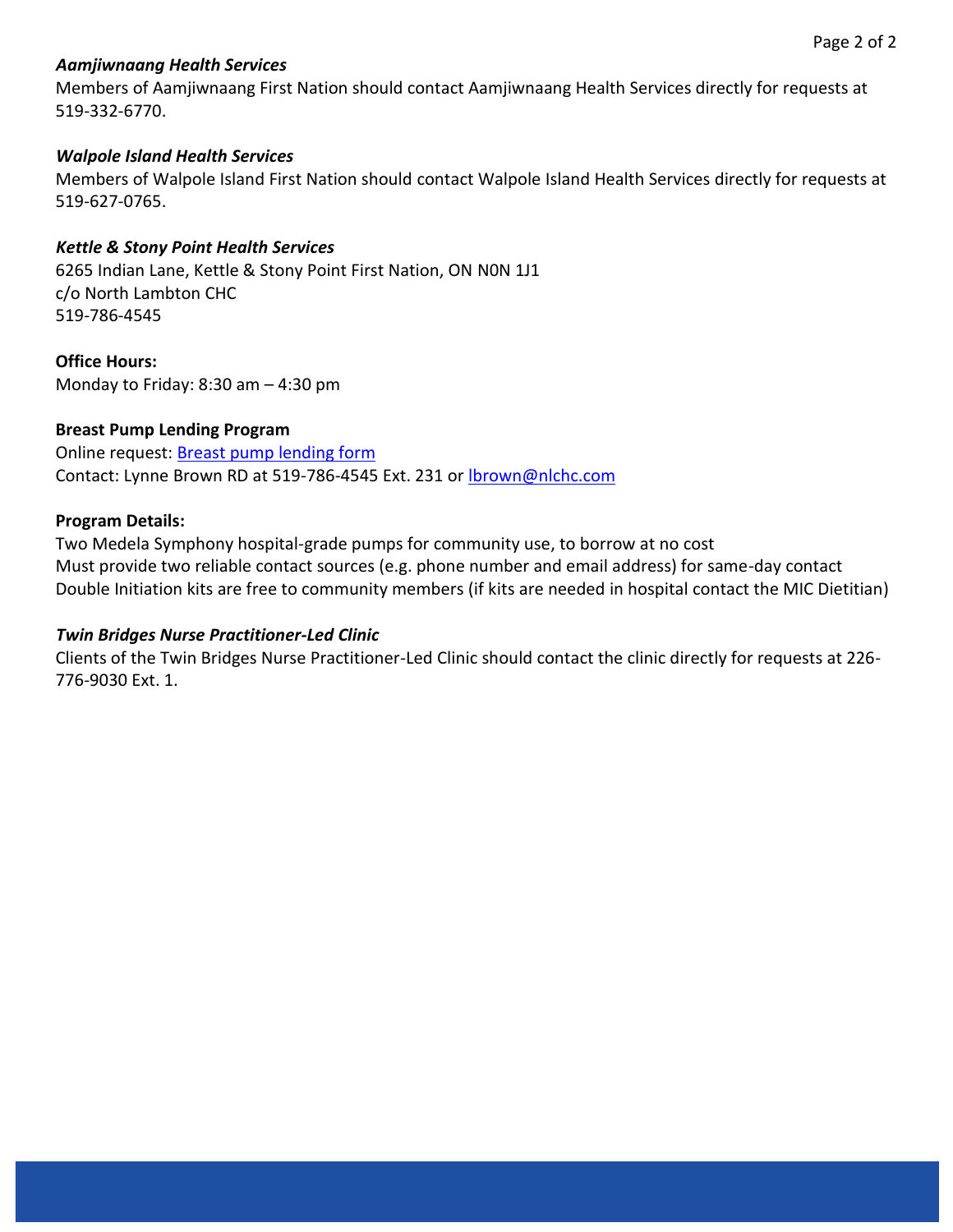***Aamjiwnaang Health Services***

Members of Aamjiwnaang First Nation should contact Aamjiwnaang Health Services directly for requests at 519-332-6770.

***Walpole Island Health Services***

Members of Walpole Island First Nation should contact Walpole Island Health Services directly for requests at 519-627-0765.

***Kettle & Stony Point Health Services***

6265 Indian Lane, Kettle & Stony Point First Nation, ON N0N 1J1
c/o North Lambton CHC
519-786-4545

**Office Hours:**

Monday to Friday: 8:30 am – 4:30 pm

**Breast Pump Lending Program**

Online request: Breast pump lending form
Contact: Lynne Brown RD at 519-786-4545 Ext. 231 or lbrown@nlchc.com

**Program Details:**

Two Medela Symphony hospital-grade pumps for community use, to borrow at no cost
Must provide two reliable contact sources (e.g. phone number and email address) for same-day contact
Double Initiation kits are free to community members (if kits are needed in hospital contact the MIC Dietitian)

***Twin Bridges Nurse Practitioner-Led Clinic***

Clients of the Twin Bridges Nurse Practitioner-Led Clinic should contact the clinic directly for requests at 226-776-9030 Ext. 1.